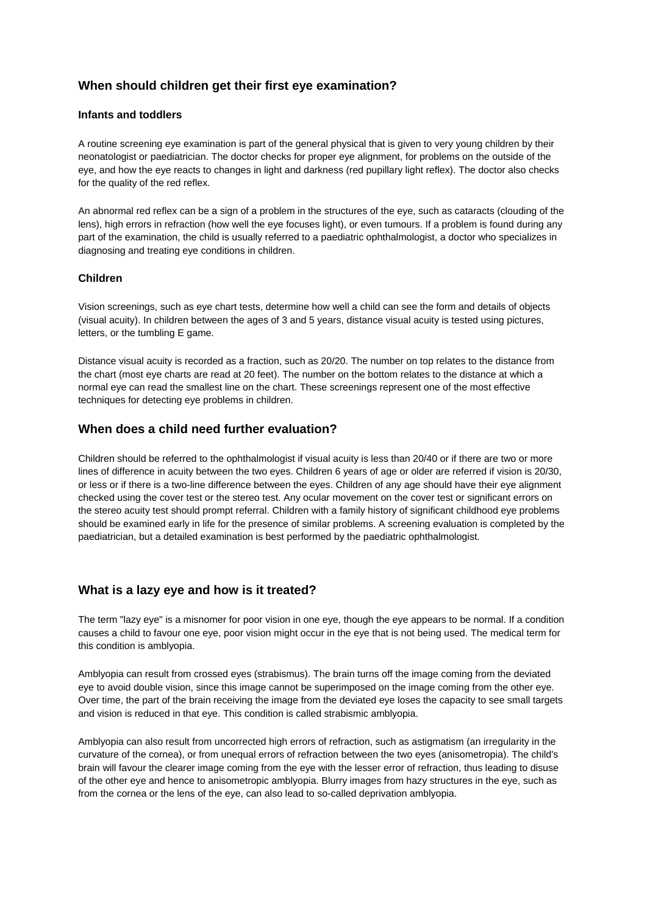## When should children get their first eye examination?

### Infants and toddlers

A routine screening eye examination is part of the general physical that is given to very young children by their neonatologist or paediatrician. The doctor checks for proper eye alignment, for problems on the outside of the eye, and how the eye reacts to changes in light and darkness (red pupillary light reflex). The doctor also checks for the quality of the red reflex.

An abnormal red reflex can be a sign of a problem in the structures of the eye, such as cataracts (clouding of the lens), high errors in refraction (how well the eye focuses light), or even tumours. If a problem is found during any part of the examination, the child is usually referred to a paediatric ophthalmologist, a doctor who specializes in diagnosing and treating eye conditions in children.

### Children

Vision screenings, such as eye chart tests, determine how well a child can see the form and details of objects (visual acuity). In children between the ages of 3 and 5 years, distance visual acuity is tested using pictures, letters, or the tumbling E game.

Distance visual acuity is recorded as a fraction, such as 20/20. The number on top relates to the distance from the chart (most eye charts are read at 20 feet). The number on the bottom relates to the distance at which a normal eye can read the smallest line on the chart. These screenings represent one of the most effective techniques for detecting eye problems in children.

## When does a child need further evaluation?

Children should be referred to the ophthalmologist if visual acuity is less than 20/40 or if there are two or more lines of difference in acuity between the two eyes. Children 6 years of age or older are referred if vision is 20/30, or less or if there is a two-line difference between the eyes. Children of any age should have their eye alignment checked using the cover test or the stereo test. Any ocular movement on the cover test or significant errors on the stereo acuity test should prompt referral. Children with a family history of significant childhood eye problems should be examined early in life for the presence of similar problems. A screening evaluation is completed by the paediatrician, but a detailed examination is best performed by the paediatric ophthalmologist.

## What is a lazy eye and how is it treated?

The term "lazy eye" is a misnomer for poor vision in one eye, though the eye appears to be normal. If a condition causes a child to favour one eye, poor vision might occur in the eye that is not being used. The medical term for this condition is amblyopia.

Amblyopia can result from crossed eyes (strabismus). The brain turns off the image coming from the deviated eye to avoid double vision, since this image cannot be superimposed on the image coming from the other eye. Over time, the part of the brain receiving the image from the deviated eye loses the capacity to see small targets and vision is reduced in that eye. This condition is called strabismic amblyopia.

Amblyopia can also result from uncorrected high errors of refraction, such as astigmatism (an irregularity in the curvature of the cornea), or from unequal errors of refraction between the two eyes (anisometropia). The child's brain will favour the clearer image coming from the eye with the lesser error of refraction, thus leading to disuse of the other eye and hence to anisometropic amblyopia. Blurry images from hazy structures in the eye, such as from the cornea or the lens of the eye, can also lead to so-called deprivation amblyopia.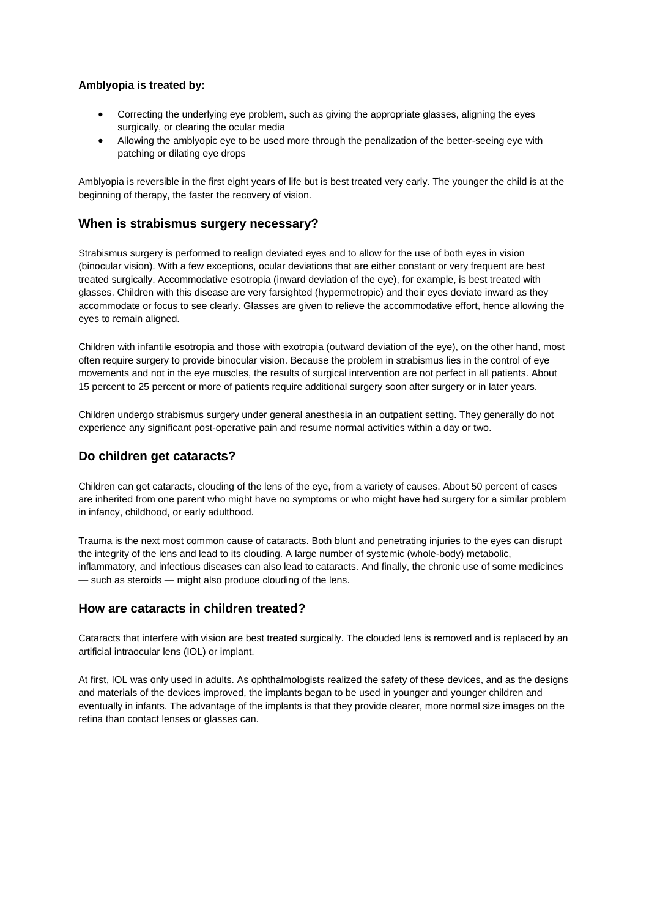**Amblyopia is treated by:**

- Correcting the underlying eye problem, such as giving the appropriate glasses, aligning the eyes surgically, or clearing the ocular media
- Allowing the amblyopic eye to be used more through the penalization of the better-seeing eye with patching or dilating eye drops

Amblyopia is reversible in the first eight years of life but is best treated very early. The younger the child is at the beginning of therapy, the faster the recovery of vision.

## When is strabismus surgery necessary?

Strabismus surgery is performed to realign deviated eyes and to allow for the use of both eyes in vision (binocular vision). With a few exceptions, ocular deviations that are either constant or very frequent are best treated surgically. Accommodative esotropia (inward deviation of the eye), for example, is best treated with glasses. Children with this disease are very farsighted (hypermetropic) and their eyes deviate inward as they accommodate or focus to see clearly. Glasses are given to relieve the accommodative effort, hence allowing the eyes to remain aligned.

Children with infantile esotropia and those with exotropia (outward deviation of the eye), on the other hand, most often require surgery to provide binocular vision. Because the problem in strabismus lies in the control of eye movements and not in the eye muscles, the results of surgical intervention are not perfect in all patients. About 15 percent to 25 percent or more of patients require additional surgery soon after surgery or in later years.

Children undergo strabismus surgery under general anesthesia in an outpatient setting. They generally do not experience any significant post-operative pain and resume normal activities within a day or two.

## Do children get cataracts?

Children can get cataracts, clouding of the lens of the eye, from a variety of causes. About 50 percent of cases are inherited from one parent who might have no symptoms or who might have had surgery for a similar problem in infancy, childhood, or early adulthood.

Trauma is the next most common cause of cataracts. Both blunt and penetrating injuries to the eyes can disrupt the integrity of the lens and lead to its clouding. A large number of systemic (whole-body) metabolic, inflammatory, and infectious diseases can also lead to cataracts. And finally, the chronic use of some medicines — such as steroids — might also produce clouding of the lens.

## How are cataracts in children treated?

Cataracts that interfere with vision are best treated surgically. The clouded lens is removed and is replaced by an artificial intraocular lens (IOL) or implant.

At first, IOL was only used in adults. As ophthalmologists realized the safety of these devices, and as the designs and materials of the devices improved, the implants began to be used in younger and younger children and eventually in infants. The advantage of the implants is that they provide clearer, more normal size images on the retina than contact lenses or glasses can.